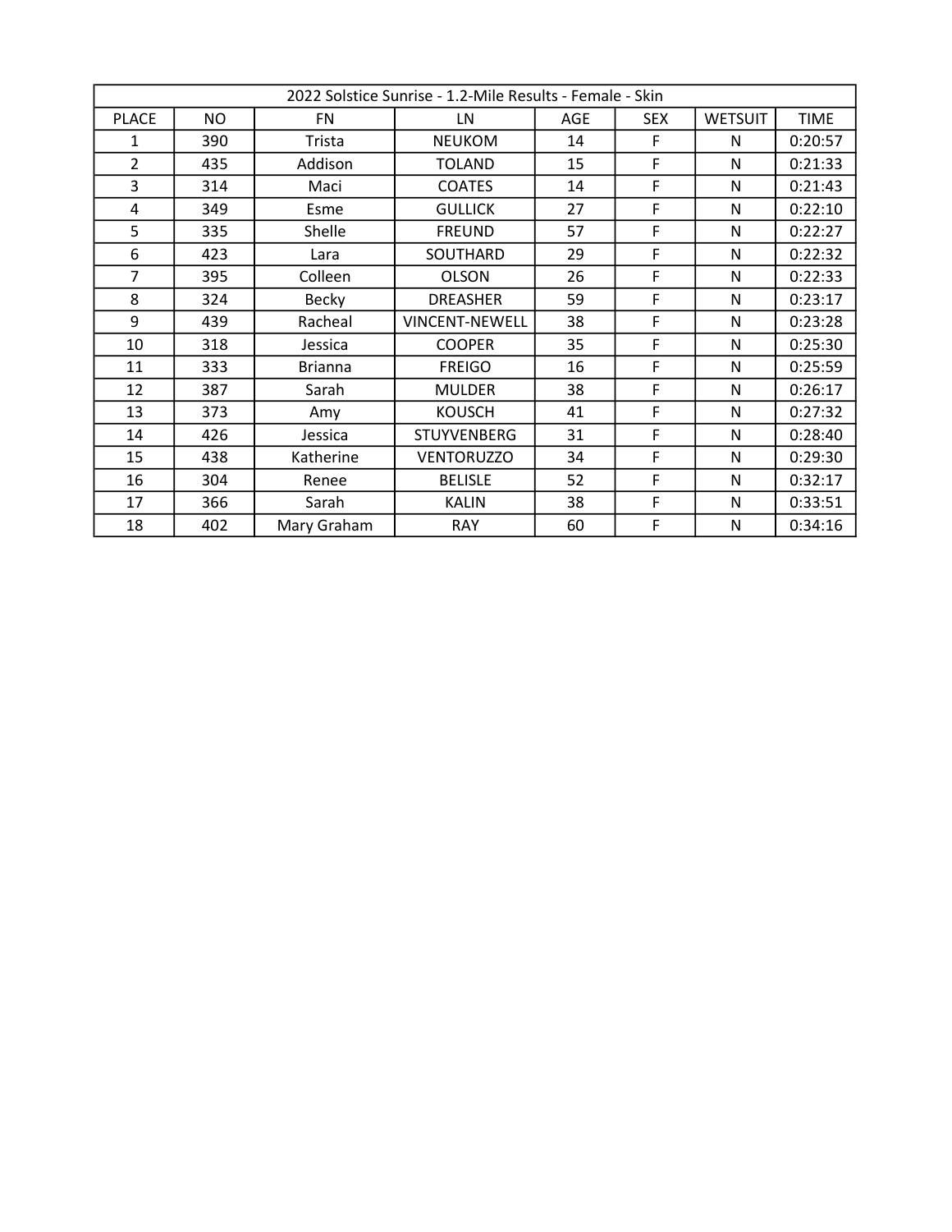| 2022 Solstice Sunrise - 1.2-Mile Results - Female - Skin | | | | | | | |
|---|---|---|---|---|---|---|---|
| PLACE | NO | FN | LN | AGE | SEX | WETSUIT | TIME |
| 1 | 390 | Trista | NEUKOM | 14 | F | N | 0:20:57 |
| 2 | 435 | Addison | TOLAND | 15 | F | N | 0:21:33 |
| 3 | 314 | Maci | COATES | 14 | F | N | 0:21:43 |
| 4 | 349 | Esme | GULLICK | 27 | F | N | 0:22:10 |
| 5 | 335 | Shelle | FREUND | 57 | F | N | 0:22:27 |
| 6 | 423 | Lara | SOUTHARD | 29 | F | N | 0:22:32 |
| 7 | 395 | Colleen | OLSON | 26 | F | N | 0:22:33 |
| 8 | 324 | Becky | DREASHER | 59 | F | N | 0:23:17 |
| 9 | 439 | Racheal | VINCENT-NEWELL | 38 | F | N | 0:23:28 |
| 10 | 318 | Jessica | COOPER | 35 | F | N | 0:25:30 |
| 11 | 333 | Brianna | FREIGO | 16 | F | N | 0:25:59 |
| 12 | 387 | Sarah | MULDER | 38 | F | N | 0:26:17 |
| 13 | 373 | Amy | KOUSCH | 41 | F | N | 0:27:32 |
| 14 | 426 | Jessica | STUYVENBERG | 31 | F | N | 0:28:40 |
| 15 | 438 | Katherine | VENTORUZZO | 34 | F | N | 0:29:30 |
| 16 | 304 | Renee | BELISLE | 52 | F | N | 0:32:17 |
| 17 | 366 | Sarah | KALIN | 38 | F | N | 0:33:51 |
| 18 | 402 | Mary Graham | RAY | 60 | F | N | 0:34:16 |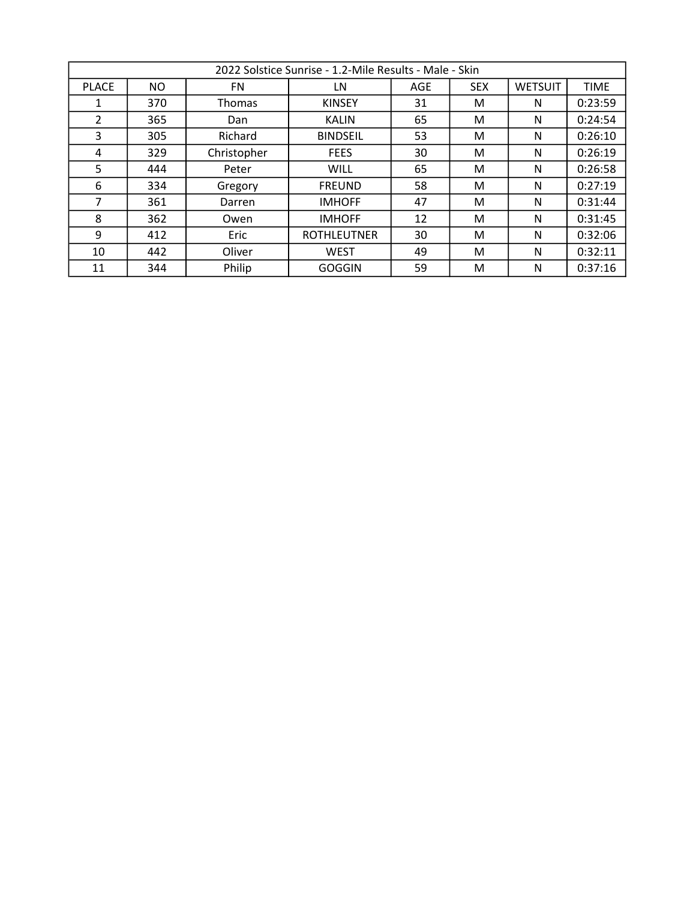| 2022 Solstice Sunrise - 1.2-Mile Results - Male - Skin | | | | | | | |
|---|---|---|---|---|---|---|---|
| PLACE | NO | FN | LN | AGE | SEX | WETSUIT | TIME |
| 1 | 370 | Thomas | KINSEY | 31 | M | N | 0:23:59 |
| 2 | 365 | Dan | KALIN | 65 | M | N | 0:24:54 |
| 3 | 305 | Richard | BINDSEIL | 53 | M | N | 0:26:10 |
| 4 | 329 | Christopher | FEES | 30 | M | N | 0:26:19 |
| 5 | 444 | Peter | WILL | 65 | M | N | 0:26:58 |
| 6 | 334 | Gregory | FREUND | 58 | M | N | 0:27:19 |
| 7 | 361 | Darren | IMHOFF | 47 | M | N | 0:31:44 |
| 8 | 362 | Owen | IMHOFF | 12 | M | N | 0:31:45 |
| 9 | 412 | Eric | ROTHLEUTNER | 30 | M | N | 0:32:06 |
| 10 | 442 | Oliver | WEST | 49 | M | N | 0:32:11 |
| 11 | 344 | Philip | GOGGIN | 59 | M | N | 0:37:16 |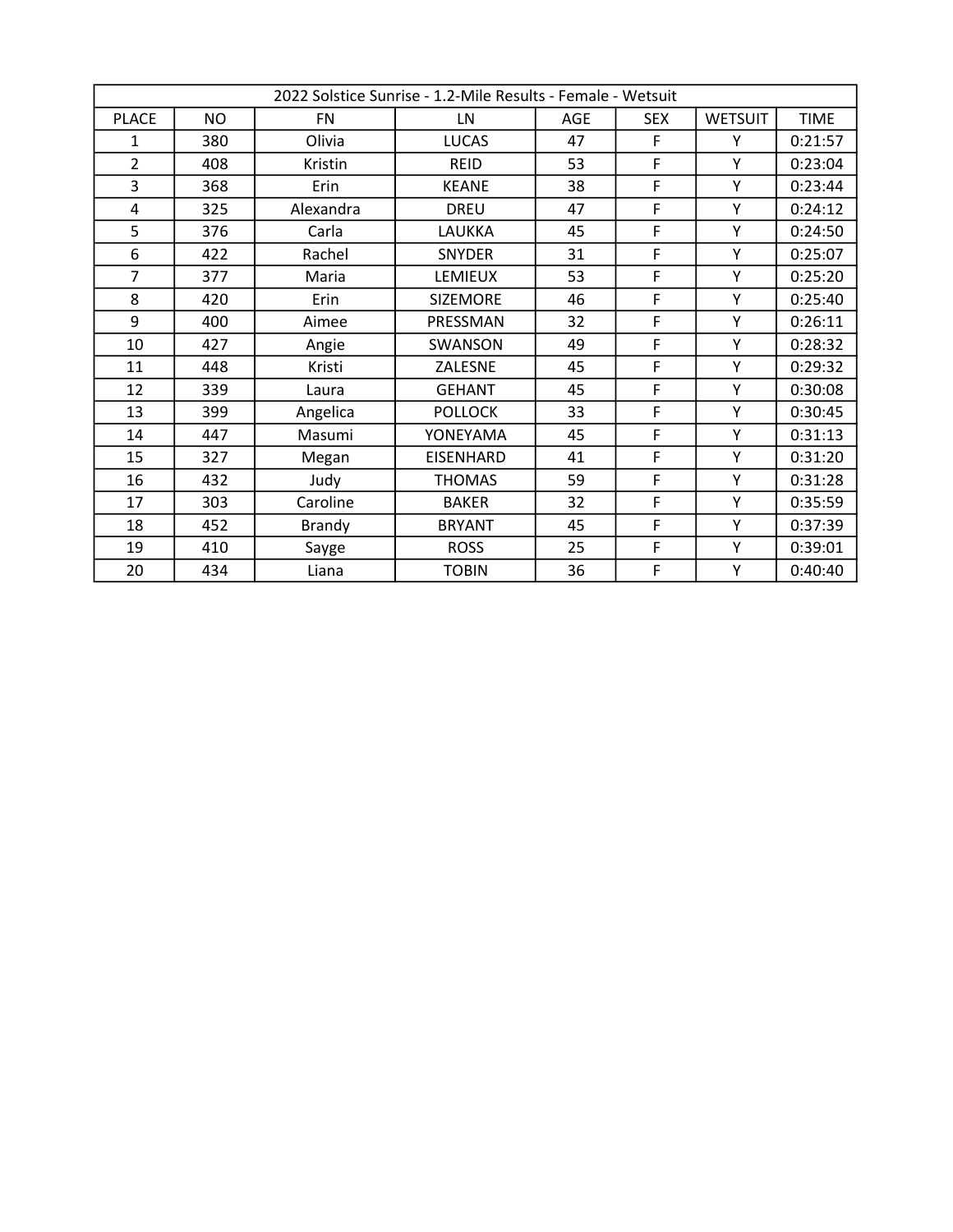| 2022 Solstice Sunrise - 1.2-Mile Results - Female - Wetsuit | | | | | | | |
|---|---|---|---|---|---|---|---|
| PLACE | NO | FN | LN | AGE | SEX | WETSUIT | TIME |
| 1 | 380 | Olivia | LUCAS | 47 | F | Y | 0:21:57 |
| 2 | 408 | Kristin | REID | 53 | F | Y | 0:23:04 |
| 3 | 368 | Erin | KEANE | 38 | F | Y | 0:23:44 |
| 4 | 325 | Alexandra | DREU | 47 | F | Y | 0:24:12 |
| 5 | 376 | Carla | LAUKKA | 45 | F | Y | 0:24:50 |
| 6 | 422 | Rachel | SNYDER | 31 | F | Y | 0:25:07 |
| 7 | 377 | Maria | LEMIEUX | 53 | F | Y | 0:25:20 |
| 8 | 420 | Erin | SIZEMORE | 46 | F | Y | 0:25:40 |
| 9 | 400 | Aimee | PRESSMAN | 32 | F | Y | 0:26:11 |
| 10 | 427 | Angie | SWANSON | 49 | F | Y | 0:28:32 |
| 11 | 448 | Kristi | ZALESNE | 45 | F | Y | 0:29:32 |
| 12 | 339 | Laura | GEHANT | 45 | F | Y | 0:30:08 |
| 13 | 399 | Angelica | POLLOCK | 33 | F | Y | 0:30:45 |
| 14 | 447 | Masumi | YONEYAMA | 45 | F | Y | 0:31:13 |
| 15 | 327 | Megan | EISENHARD | 41 | F | Y | 0:31:20 |
| 16 | 432 | Judy | THOMAS | 59 | F | Y | 0:31:28 |
| 17 | 303 | Caroline | BAKER | 32 | F | Y | 0:35:59 |
| 18 | 452 | Brandy | BRYANT | 45 | F | Y | 0:37:39 |
| 19 | 410 | Sayge | ROSS | 25 | F | Y | 0:39:01 |
| 20 | 434 | Liana | TOBIN | 36 | F | Y | 0:40:40 |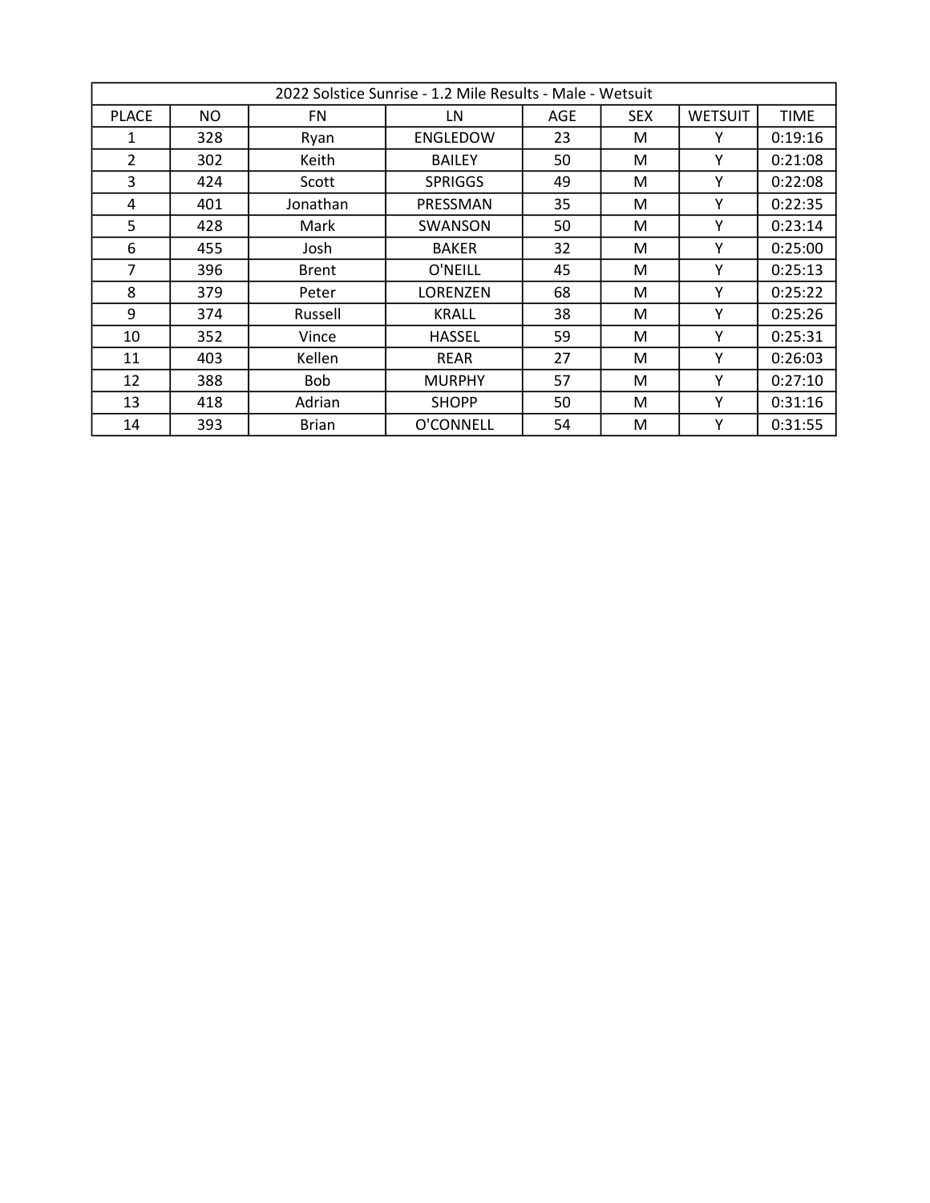| 2022 Solstice Sunrise - 1.2 Mile Results - Male - Wetsuit | | | | | | | |
|---|---|---|---|---|---|---|---|
| PLACE | NO | FN | LN | AGE | SEX | WETSUIT | TIME |
| 1 | 328 | Ryan | ENGLEDOW | 23 | M | Y | 0:19:16 |
| 2 | 302 | Keith | BAILEY | 50 | M | Y | 0:21:08 |
| 3 | 424 | Scott | SPRIGGS | 49 | M | Y | 0:22:08 |
| 4 | 401 | Jonathan | PRESSMAN | 35 | M | Y | 0:22:35 |
| 5 | 428 | Mark | SWANSON | 50 | M | Y | 0:23:14 |
| 6 | 455 | Josh | BAKER | 32 | M | Y | 0:25:00 |
| 7 | 396 | Brent | O'NEILL | 45 | M | Y | 0:25:13 |
| 8 | 379 | Peter | LORENZEN | 68 | M | Y | 0:25:22 |
| 9 | 374 | Russell | KRALL | 38 | M | Y | 0:25:26 |
| 10 | 352 | Vince | HASSEL | 59 | M | Y | 0:25:31 |
| 11 | 403 | Kellen | REAR | 27 | M | Y | 0:26:03 |
| 12 | 388 | Bob | MURPHY | 57 | M | Y | 0:27:10 |
| 13 | 418 | Adrian | SHOPP | 50 | M | Y | 0:31:16 |
| 14 | 393 | Brian | O'CONNELL | 54 | M | Y | 0:31:55 |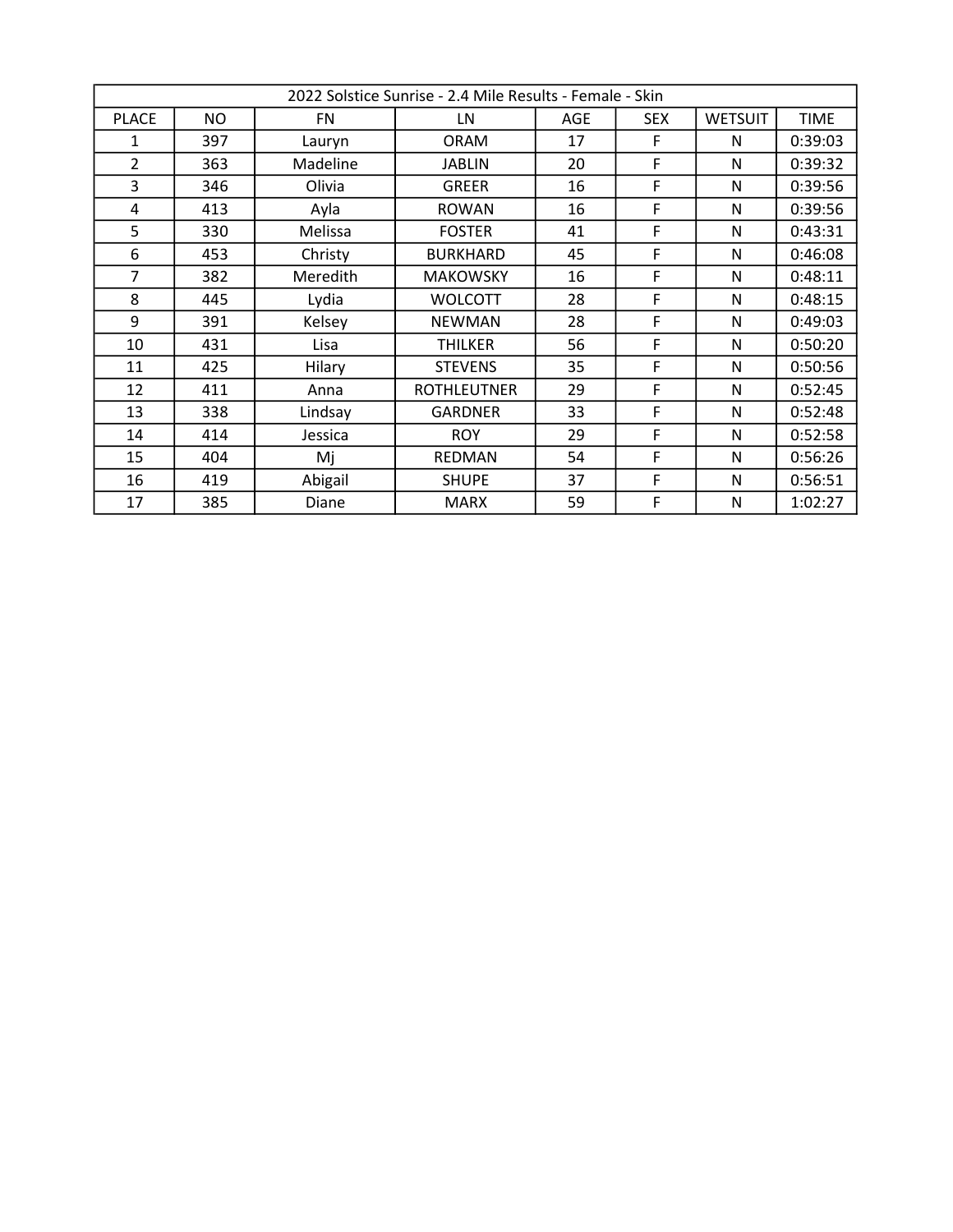| 2022 Solstice Sunrise - 2.4 Mile Results - Female - Skin | | | | | | | |
|---|---|---|---|---|---|---|---|
| PLACE | NO | FN | LN | AGE | SEX | WETSUIT | TIME |
| 1 | 397 | Lauryn | ORAM | 17 | F | N | 0:39:03 |
| 2 | 363 | Madeline | JABLIN | 20 | F | N | 0:39:32 |
| 3 | 346 | Olivia | GREER | 16 | F | N | 0:39:56 |
| 4 | 413 | Ayla | ROWAN | 16 | F | N | 0:39:56 |
| 5 | 330 | Melissa | FOSTER | 41 | F | N | 0:43:31 |
| 6 | 453 | Christy | BURKHARD | 45 | F | N | 0:46:08 |
| 7 | 382 | Meredith | MAKOWSKY | 16 | F | N | 0:48:11 |
| 8 | 445 | Lydia | WOLCOTT | 28 | F | N | 0:48:15 |
| 9 | 391 | Kelsey | NEWMAN | 28 | F | N | 0:49:03 |
| 10 | 431 | Lisa | THILKER | 56 | F | N | 0:50:20 |
| 11 | 425 | Hilary | STEVENS | 35 | F | N | 0:50:56 |
| 12 | 411 | Anna | ROTHLEUTNER | 29 | F | N | 0:52:45 |
| 13 | 338 | Lindsay | GARDNER | 33 | F | N | 0:52:48 |
| 14 | 414 | Jessica | ROY | 29 | F | N | 0:52:58 |
| 15 | 404 | Mj | REDMAN | 54 | F | N | 0:56:26 |
| 16 | 419 | Abigail | SHUPE | 37 | F | N | 0:56:51 |
| 17 | 385 | Diane | MARX | 59 | F | N | 1:02:27 |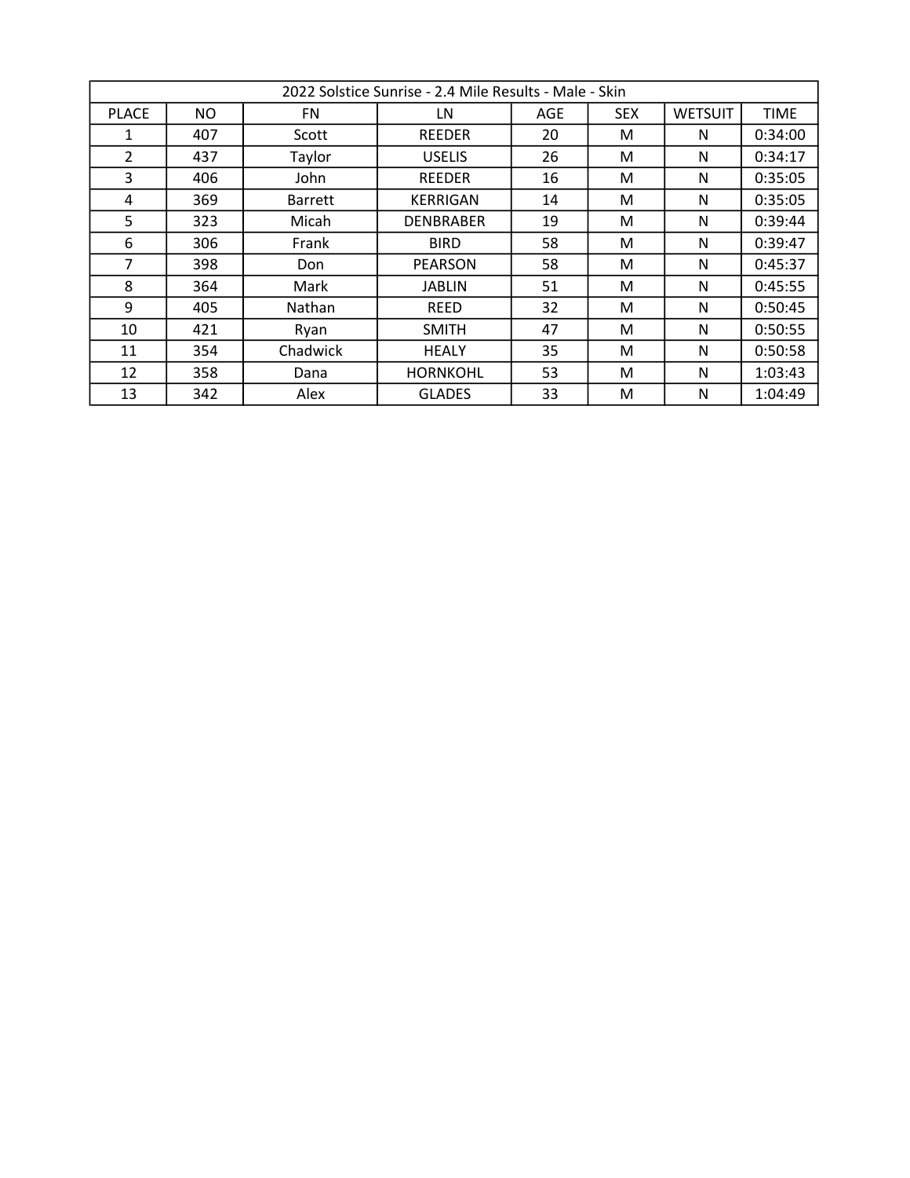| 2022 Solstice Sunrise - 2.4 Mile Results - Male - Skin | | | | | | | |
|---|---|---|---|---|---|---|---|
| PLACE | NO | FN | LN | AGE | SEX | WETSUIT | TIME |
| 1 | 407 | Scott | REEDER | 20 | M | N | 0:34:00 |
| 2 | 437 | Taylor | USELIS | 26 | M | N | 0:34:17 |
| 3 | 406 | John | REEDER | 16 | M | N | 0:35:05 |
| 4 | 369 | Barrett | KERRIGAN | 14 | M | N | 0:35:05 |
| 5 | 323 | Micah | DENBRABER | 19 | M | N | 0:39:44 |
| 6 | 306 | Frank | BIRD | 58 | M | N | 0:39:47 |
| 7 | 398 | Don | PEARSON | 58 | M | N | 0:45:37 |
| 8 | 364 | Mark | JABLIN | 51 | M | N | 0:45:55 |
| 9 | 405 | Nathan | REED | 32 | M | N | 0:50:45 |
| 10 | 421 | Ryan | SMITH | 47 | M | N | 0:50:55 |
| 11 | 354 | Chadwick | HEALY | 35 | M | N | 0:50:58 |
| 12 | 358 | Dana | HORNKOHL | 53 | M | N | 1:03:43 |
| 13 | 342 | Alex | GLADES | 33 | M | N | 1:04:49 |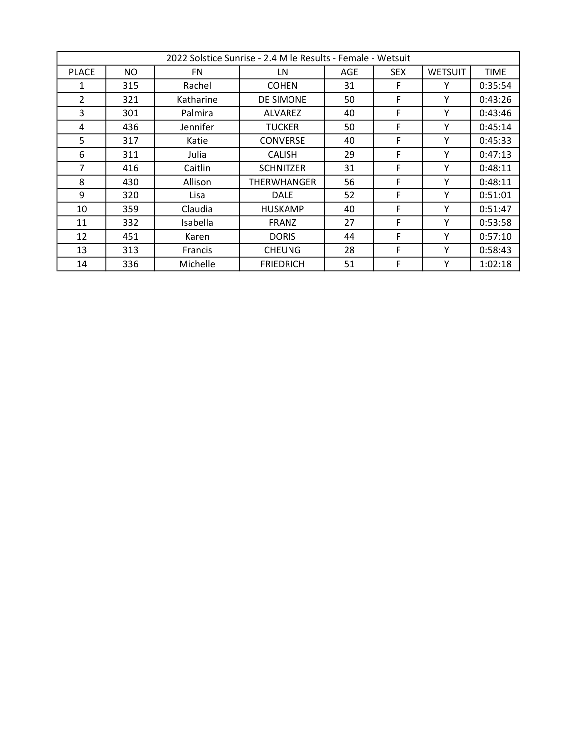| 2022 Solstice Sunrise - 2.4 Mile Results - Female - Wetsuit | | | | | | | |
|---|---|---|---|---|---|---|---|
| PLACE | NO | FN | LN | AGE | SEX | WETSUIT | TIME |
| 1 | 315 | Rachel | COHEN | 31 | F | Y | 0:35:54 |
| 2 | 321 | Katharine | DE SIMONE | 50 | F | Y | 0:43:26 |
| 3 | 301 | Palmira | ALVAREZ | 40 | F | Y | 0:43:46 |
| 4 | 436 | Jennifer | TUCKER | 50 | F | Y | 0:45:14 |
| 5 | 317 | Katie | CONVERSE | 40 | F | Y | 0:45:33 |
| 6 | 311 | Julia | CALISH | 29 | F | Y | 0:47:13 |
| 7 | 416 | Caitlin | SCHNITZER | 31 | F | Y | 0:48:11 |
| 8 | 430 | Allison | THERWHANGER | 56 | F | Y | 0:48:11 |
| 9 | 320 | Lisa | DALE | 52 | F | Y | 0:51:01 |
| 10 | 359 | Claudia | HUSKAMP | 40 | F | Y | 0:51:47 |
| 11 | 332 | Isabella | FRANZ | 27 | F | Y | 0:53:58 |
| 12 | 451 | Karen | DORIS | 44 | F | Y | 0:57:10 |
| 13 | 313 | Francis | CHEUNG | 28 | F | Y | 0:58:43 |
| 14 | 336 | Michelle | FRIEDRICH | 51 | F | Y | 1:02:18 |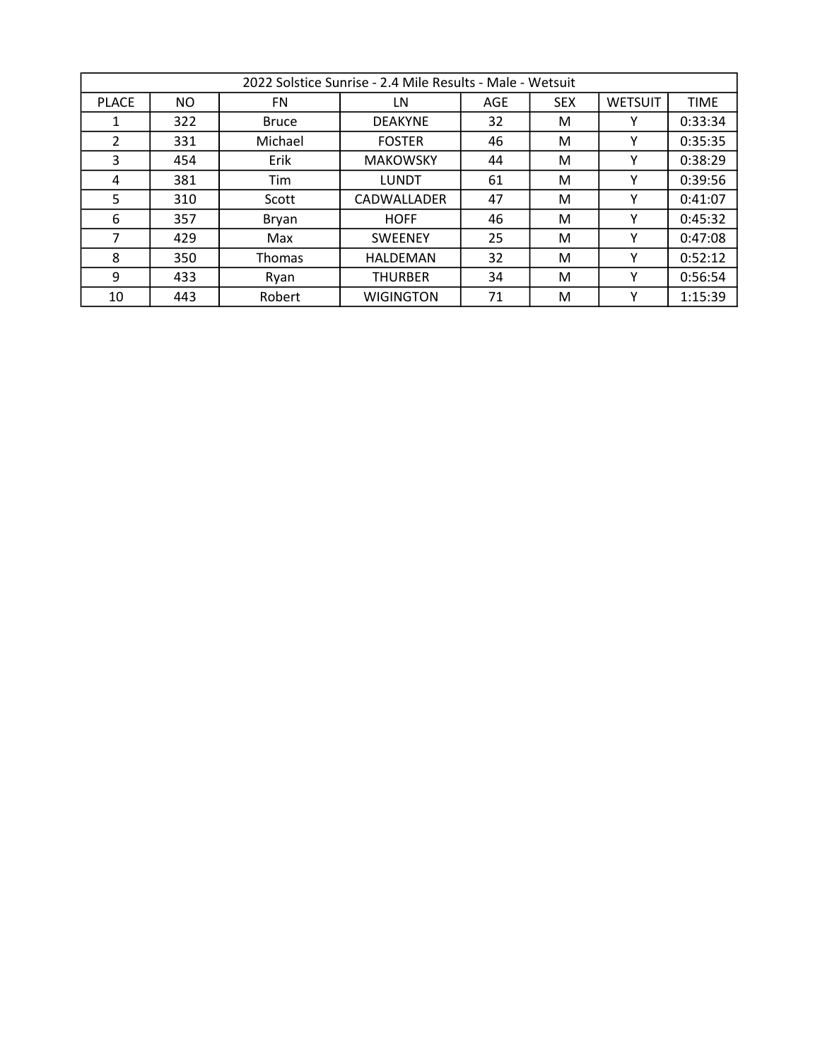| 2022 Solstice Sunrise - 2.4 Mile Results - Male - Wetsuit | | | | | | | |
|---|---|---|---|---|---|---|---|
| PLACE | NO | FN | LN | AGE | SEX | WETSUIT | TIME |
| 1 | 322 | Bruce | DEAKYNE | 32 | M | Y | 0:33:34 |
| 2 | 331 | Michael | FOSTER | 46 | M | Y | 0:35:35 |
| 3 | 454 | Erik | MAKOWSKY | 44 | M | Y | 0:38:29 |
| 4 | 381 | Tim | LUNDT | 61 | M | Y | 0:39:56 |
| 5 | 310 | Scott | CADWALLADER | 47 | M | Y | 0:41:07 |
| 6 | 357 | Bryan | HOFF | 46 | M | Y | 0:45:32 |
| 7 | 429 | Max | SWEENEY | 25 | M | Y | 0:47:08 |
| 8 | 350 | Thomas | HALDEMAN | 32 | M | Y | 0:52:12 |
| 9 | 433 | Ryan | THURBER | 34 | M | Y | 0:56:54 |
| 10 | 443 | Robert | WIGINGTON | 71 | M | Y | 1:15:39 |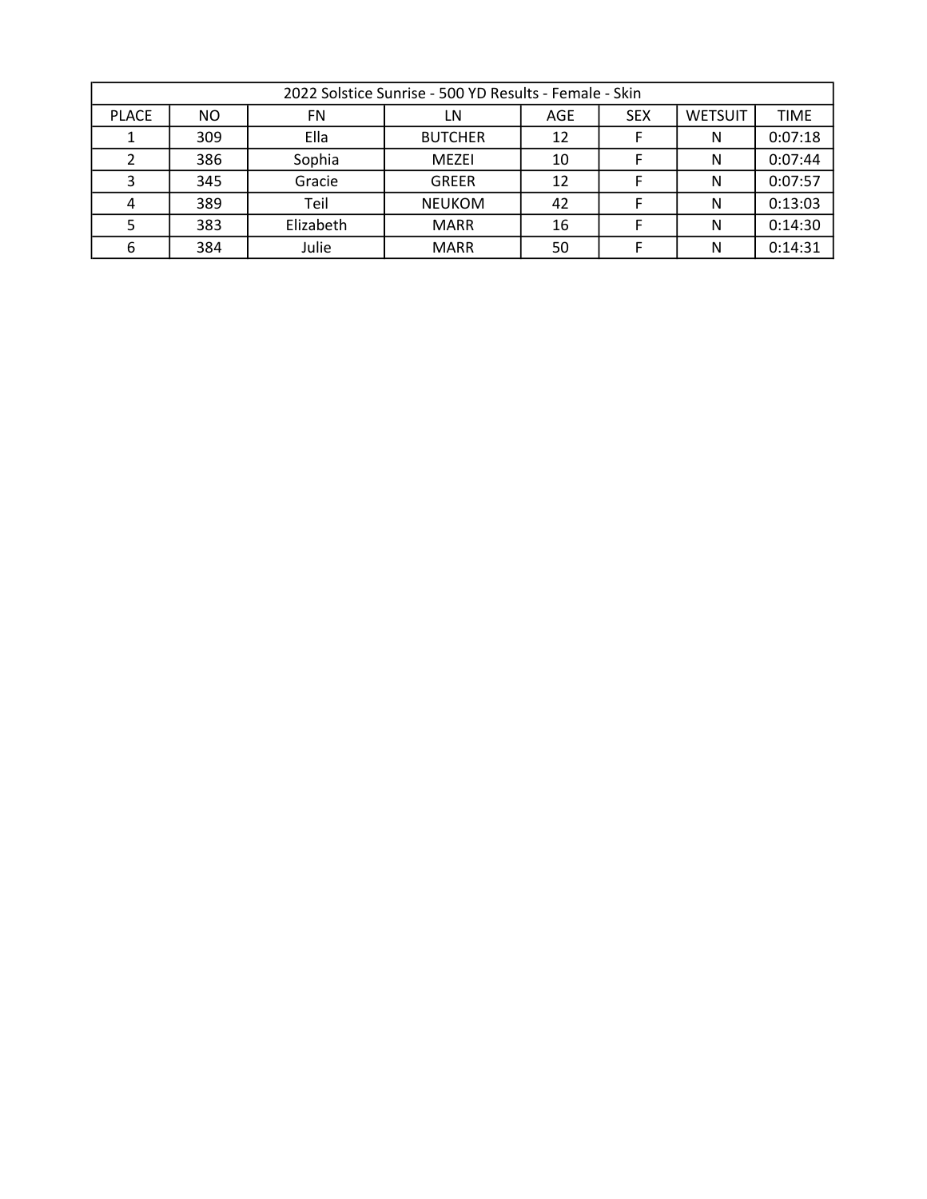| 2022 Solstice Sunrise - 500 YD Results - Female - Skin | | | | | | | |
|---|---|---|---|---|---|---|---|
| PLACE | NO | FN | LN | AGE | SEX | WETSUIT | TIME |
| 1 | 309 | Ella | BUTCHER | 12 | F | N | 0:07:18 |
| 2 | 386 | Sophia | MEZEI | 10 | F | N | 0:07:44 |
| 3 | 345 | Gracie | GREER | 12 | F | N | 0:07:57 |
| 4 | 389 | Teil | NEUKOM | 42 | F | N | 0:13:03 |
| 5 | 383 | Elizabeth | MARR | 16 | F | N | 0:14:30 |
| 6 | 384 | Julie | MARR | 50 | F | N | 0:14:31 |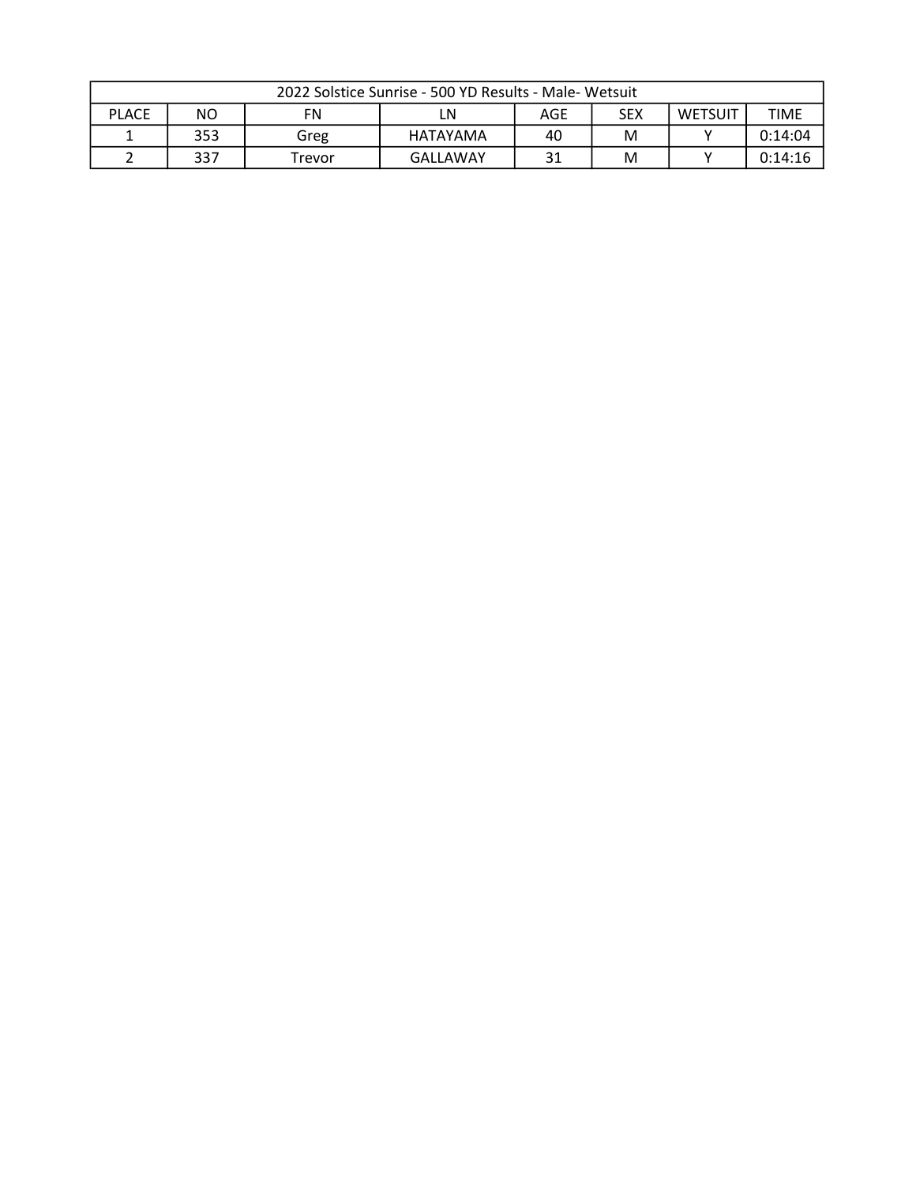| 2022 Solstice Sunrise - 500 YD Results - Male- Wetsuit | | | | | | | |
|---|---|---|---|---|---|---|---|
| PLACE | NO | FN | LN | AGE | SEX | WETSUIT | TIME |
| 1 | 353 | Greg | HATAYAMA | 40 | M | Y | 0:14:04 |
| 2 | 337 | Trevor | GALLAWAY | 31 | M | Y | 0:14:16 |